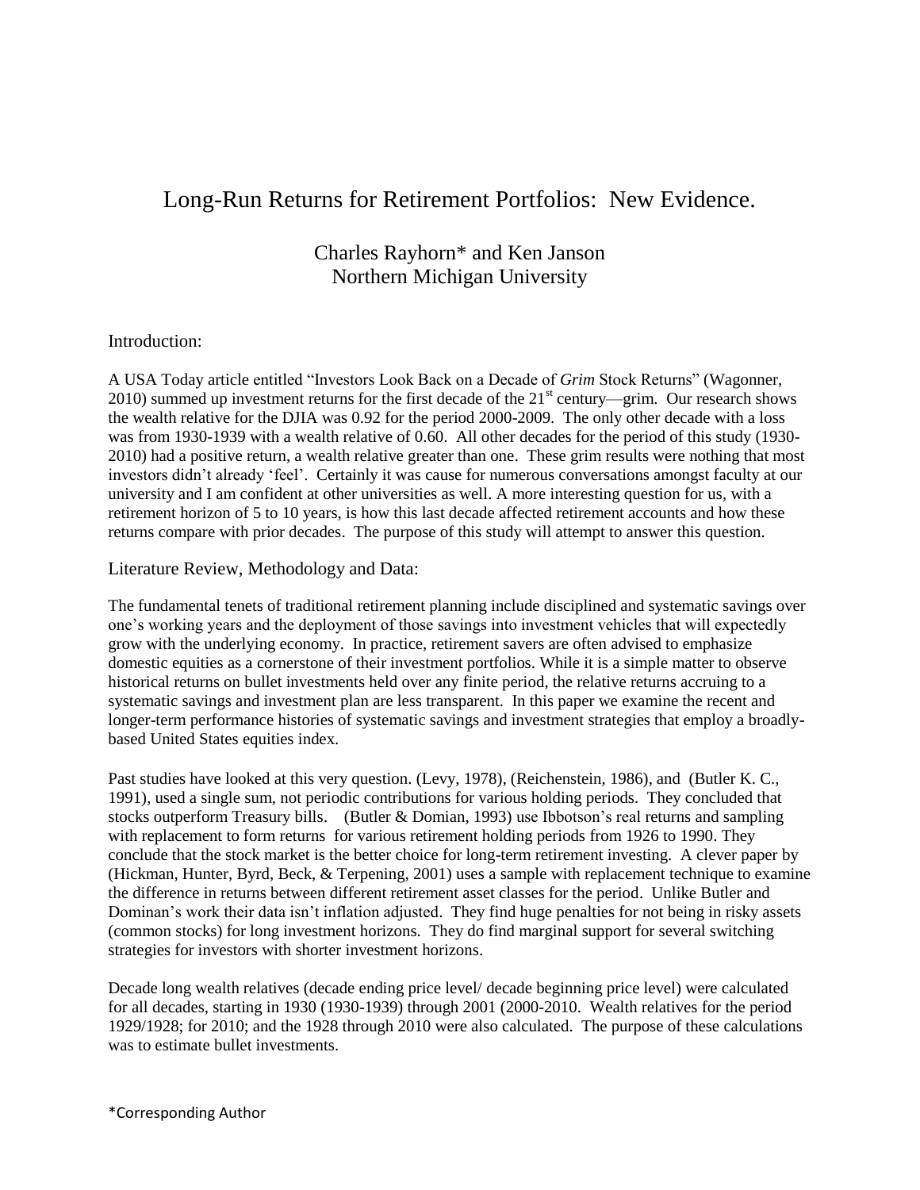# Long-Run Returns for Retirement Portfolios: New Evidence.

Charles Rayhorn* and Ken Janson
Northern Michigan University

## Introduction:

A USA Today article entitled "Investors Look Back on a Decade of *Grim* Stock Returns" (Wagonner, 2010) summed up investment returns for the first decade of the 21st century—grim. Our research shows the wealth relative for the DJIA was 0.92 for the period 2000-2009. The only other decade with a loss was from 1930-1939 with a wealth relative of 0.60. All other decades for the period of this study (1930-2010) had a positive return, a wealth relative greater than one. These grim results were nothing that most investors didn't already 'feel'. Certainly it was cause for numerous conversations amongst faculty at our university and I am confident at other universities as well. A more interesting question for us, with a retirement horizon of 5 to 10 years, is how this last decade affected retirement accounts and how these returns compare with prior decades. The purpose of this study will attempt to answer this question.

## Literature Review, Methodology and Data:

The fundamental tenets of traditional retirement planning include disciplined and systematic savings over one's working years and the deployment of those savings into investment vehicles that will expectedly grow with the underlying economy. In practice, retirement savers are often advised to emphasize domestic equities as a cornerstone of their investment portfolios. While it is a simple matter to observe historical returns on bullet investments held over any finite period, the relative returns accruing to a systematic savings and investment plan are less transparent. In this paper we examine the recent and longer-term performance histories of systematic savings and investment strategies that employ a broadly-based United States equities index.

Past studies have looked at this very question. (Levy, 1978), (Reichenstein, 1986), and (Butler K. C., 1991), used a single sum, not periodic contributions for various holding periods. They concluded that stocks outperform Treasury bills. (Butler & Domian, 1993) use Ibbotson's real returns and sampling with replacement to form returns for various retirement holding periods from 1926 to 1990. They conclude that the stock market is the better choice for long-term retirement investing. A clever paper by (Hickman, Hunter, Byrd, Beck, & Terpening, 2001) uses a sample with replacement technique to examine the difference in returns between different retirement asset classes for the period. Unlike Butler and Dominan's work their data isn't inflation adjusted. They find huge penalties for not being in risky assets (common stocks) for long investment horizons. They do find marginal support for several switching strategies for investors with shorter investment horizons.

Decade long wealth relatives (decade ending price level/ decade beginning price level) were calculated for all decades, starting in 1930 (1930-1939) through 2001 (2000-2010. Wealth relatives for the period 1929/1928; for 2010; and the 1928 through 2010 were also calculated. The purpose of these calculations was to estimate bullet investments.

*Corresponding Author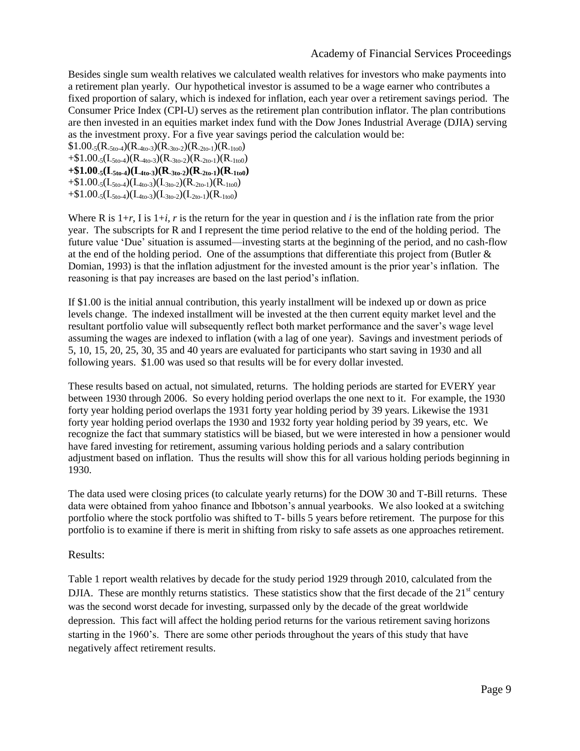Besides single sum wealth relatives we calculated wealth relatives for investors who make payments into a retirement plan yearly. Our hypothetical investor is assumed to be a wage earner who contributes a fixed proportion of salary, which is indexed for inflation, each year over a retirement savings period. The Consumer Price Index (CPI-U) serves as the retirement plan contribution inflator. The plan contributions are then invested in an equities market index fund with the Dow Jones Industrial Average (DJIA) serving as the investment proxy. For a five year savings period the calculation would be:

$\$1.00_{-5}(R_{-5to-4})(R_{-4to-3})(R_{-3to-2})(R_{-2to-1})(R_{-1to0})$
$+\$1.00_{-5}(I_{-5to-4})(R_{-4to-3})(R_{-3to-2})(R_{-2to-1})(R_{-1to0})$
$\mathbf{+\$1.00_{-5}(I_{-5to-4})(I_{-4to-3})(R_{-3to-2})(R_{-2to-1})(R_{-1to0})}$
$+\$1.00_{-5}(I_{-5to-4})(I_{-4to-3})(I_{-3to-2})(R_{-2to-1})(R_{-1to0})$
$+\$1.00_{-5}(I_{-5to-4})(I_{-4to-3})(I_{-3to-2})(I_{-2to-1})(R_{-1to0})$

Where R is $1+r$, I is $1+i$, $r$ is the return for the year in question and $i$ is the inflation rate from the prior year. The subscripts for R and I represent the time period relative to the end of the holding period. The future value 'Due' situation is assumed—investing starts at the beginning of the period, and no cash-flow at the end of the holding period. One of the assumptions that differentiate this project from (Butler & Domian, 1993) is that the inflation adjustment for the invested amount is the prior year's inflation. The reasoning is that pay increases are based on the last period's inflation.

If \$1.00 is the initial annual contribution, this yearly installment will be indexed up or down as price levels change. The indexed installment will be invested at the then current equity market level and the resultant portfolio value will subsequently reflect both market performance and the saver's wage level assuming the wages are indexed to inflation (with a lag of one year). Savings and investment periods of 5, 10, 15, 20, 25, 30, 35 and 40 years are evaluated for participants who start saving in 1930 and all following years. \$1.00 was used so that results will be for every dollar invested.

These results based on actual, not simulated, returns. The holding periods are started for EVERY year between 1930 through 2006. So every holding period overlaps the one next to it. For example, the 1930 forty year holding period overlaps the 1931 forty year holding period by 39 years. Likewise the 1931 forty year holding period overlaps the 1930 and 1932 forty year holding period by 39 years, etc. We recognize the fact that summary statistics will be biased, but we were interested in how a pensioner would have fared investing for retirement, assuming various holding periods and a salary contribution adjustment based on inflation. Thus the results will show this for all various holding periods beginning in 1930.

The data used were closing prices (to calculate yearly returns) for the DOW 30 and T-Bill returns. These data were obtained from yahoo finance and Ibbotson's annual yearbooks. We also looked at a switching portfolio where the stock portfolio was shifted to T- bills 5 years before retirement. The purpose for this portfolio is to examine if there is merit in shifting from risky to safe assets as one approaches retirement.

## Results:

Table 1 report wealth relatives by decade for the study period 1929 through 2010, calculated from the DJIA. These are monthly returns statistics. These statistics show that the first decade of the 21st century was the second worst decade for investing, surpassed only by the decade of the great worldwide depression. This fact will affect the holding period returns for the various retirement saving horizons starting in the 1960's. There are some other periods throughout the years of this study that have negatively affect retirement results.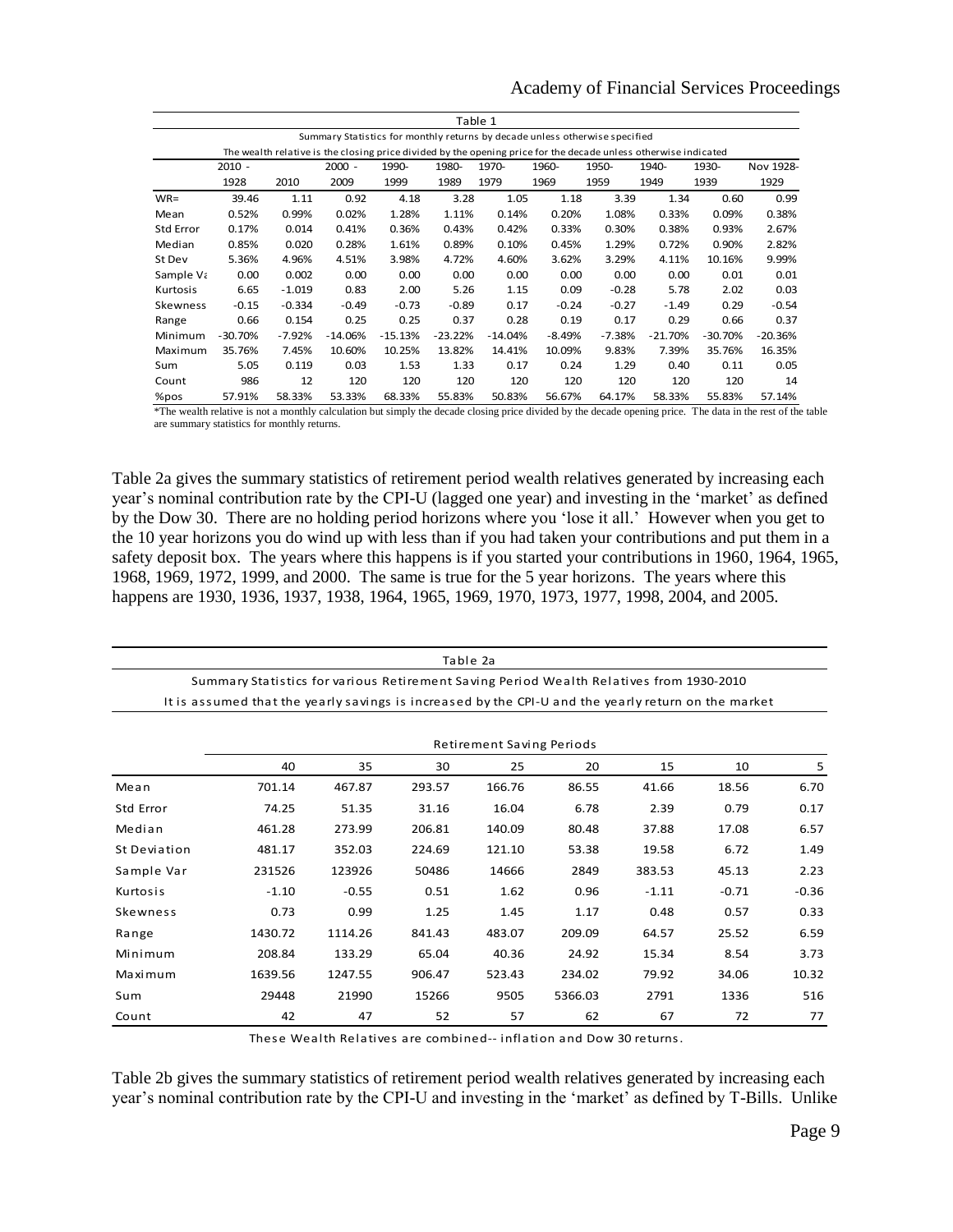| Table 1 | | | | | | | | | | | |
|---|---|---|---|---|---|---|---|---|---|---|---|
| Summary Statistics for monthly returns by decade unless otherwise specified | | | | | | | | | | | |
| The wealth relative is the closing price divided by the opening price for the decade unless otherwise indicated | | | | | | | | | | | |
| | 2010 - 1928 | 2010 | 2000 - 2009 | 1990-1999 | 1980-1989 | 1970-1979 | 1960-1969 | 1950-1959 | 1940-1949 | 1930-1939 | Nov 1928-1929 |
| WR= | 39.46 | 1.11 | 0.92 | 4.18 | 3.28 | 1.05 | 1.18 | 3.39 | 1.34 | 0.60 | 0.99 |
| Mean | 0.52% | 0.99% | 0.02% | 1.28% | 1.11% | 0.14% | 0.20% | 1.08% | 0.33% | 0.09% | 0.38% |
| Std Error | 0.17% | 0.014 | 0.41% | 0.36% | 0.43% | 0.42% | 0.33% | 0.30% | 0.38% | 0.93% | 2.67% |
| Median | 0.85% | 0.020 | 0.28% | 1.61% | 0.89% | 0.10% | 0.45% | 1.29% | 0.72% | 0.90% | 2.82% |
| St Dev | 5.36% | 4.96% | 4.51% | 3.98% | 4.72% | 4.60% | 3.62% | 3.29% | 4.11% | 10.16% | 9.99% |
| Sample Va | 0.00 | 0.002 | 0.00 | 0.00 | 0.00 | 0.00 | 0.00 | 0.00 | 0.00 | 0.01 | 0.01 |
| Kurtosis | 6.65 | -1.019 | 0.83 | 2.00 | 5.26 | 1.15 | 0.09 | -0.28 | 5.78 | 2.02 | 0.03 |
| Skewness | -0.15 | -0.334 | -0.49 | -0.73 | -0.89 | 0.17 | -0.24 | -0.27 | -1.49 | 0.29 | -0.54 |
| Range | 0.66 | 0.154 | 0.25 | 0.25 | 0.37 | 0.28 | 0.19 | 0.17 | 0.29 | 0.66 | 0.37 |
| Minimum | -30.70% | -7.92% | -14.06% | -15.13% | -23.22% | -14.04% | -8.49% | -7.38% | -21.70% | -30.70% | -20.36% |
| Maximum | 35.76% | 7.45% | 10.60% | 10.25% | 13.82% | 14.41% | 10.09% | 9.83% | 7.39% | 35.76% | 16.35% |
| Sum | 5.05 | 0.119 | 0.03 | 1.53 | 1.33 | 0.17 | 0.24 | 1.29 | 0.40 | 0.11 | 0.05 |
| Count | 986 | 12 | 120 | 120 | 120 | 120 | 120 | 120 | 120 | 120 | 14 |
| %pos | 57.91% | 58.33% | 53.33% | 68.33% | 55.83% | 50.83% | 56.67% | 64.17% | 58.33% | 55.83% | 57.14% |

*The wealth relative is not a monthly calculation but simply the decade closing price divided by the decade opening price. The data in the rest of the table are summary statistics for monthly returns.

Table 2a gives the summary statistics of retirement period wealth relatives generated by increasing each year's nominal contribution rate by the CPI-U (lagged one year) and investing in the 'market' as defined by the Dow 30. There are no holding period horizons where you 'lose it all.' However when you get to the 10 year horizons you do wind up with less than if you had taken your contributions and put them in a safety deposit box. The years where this happens is if you started your contributions in 1960, 1964, 1965, 1968, 1969, 1972, 1999, and 2000. The same is true for the 5 year horizons. The years where this happens are 1930, 1936, 1937, 1938, 1964, 1965, 1969, 1970, 1973, 1977, 1998, 2004, and 2005.

| Table 2a | | | | | | | | |
|---|---|---|---|---|---|---|---|---|
| Summary Statistics for various Retirement Saving Period Wealth Relatives from 1930-2010 | | | | | | | | |
| It is assumed that the yearly savings is increased by the CPI-U and the yearly return on the market | | | | | | | | |
| | Retirement Saving Periods | | | | | | | |
| | 40 | 35 | 30 | 25 | 20 | 15 | 10 | 5 |
| Mean | 701.14 | 467.87 | 293.57 | 166.76 | 86.55 | 41.66 | 18.56 | 6.70 |
| Std Error | 74.25 | 51.35 | 31.16 | 16.04 | 6.78 | 2.39 | 0.79 | 0.17 |
| Median | 461.28 | 273.99 | 206.81 | 140.09 | 80.48 | 37.88 | 17.08 | 6.57 |
| St Deviation | 481.17 | 352.03 | 224.69 | 121.10 | 53.38 | 19.58 | 6.72 | 1.49 |
| Sample Var | 231526 | 123926 | 50486 | 14666 | 2849 | 383.53 | 45.13 | 2.23 |
| Kurtosis | -1.10 | -0.55 | 0.51 | 1.62 | 0.96 | -1.11 | -0.71 | -0.36 |
| Skewness | 0.73 | 0.99 | 1.25 | 1.45 | 1.17 | 0.48 | 0.57 | 0.33 |
| Range | 1430.72 | 1114.26 | 841.43 | 483.07 | 209.09 | 64.57 | 25.52 | 6.59 |
| Minimum | 208.84 | 133.29 | 65.04 | 40.36 | 24.92 | 15.34 | 8.54 | 3.73 |
| Maximum | 1639.56 | 1247.55 | 906.47 | 523.43 | 234.02 | 79.92 | 34.06 | 10.32 |
| Sum | 29448 | 21990 | 15266 | 9505 | 5366.03 | 2791 | 1336 | 516 |
| Count | 42 | 47 | 52 | 57 | 62 | 67 | 72 | 77 |

These Wealth Relatives are combined-- inflation and Dow 30 returns.

Table 2b gives the summary statistics of retirement period wealth relatives generated by increasing each year's nominal contribution rate by the CPI-U and investing in the 'market' as defined by T-Bills. Unlike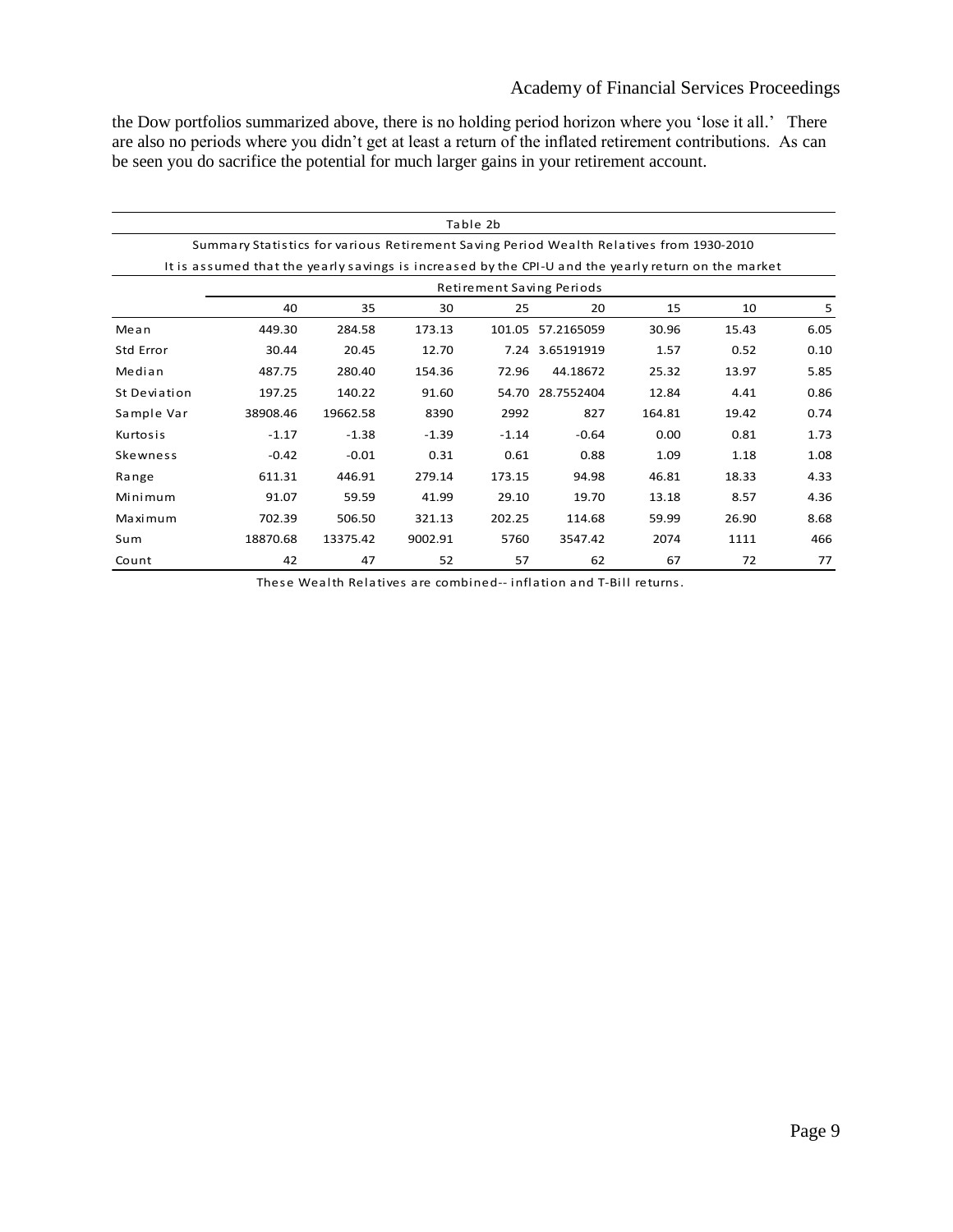the Dow portfolios summarized above, there is no holding period horizon where you 'lose it all.' There are also no periods where you didn't get at least a return of the inflated retirement contributions. As can be seen you do sacrifice the potential for much larger gains in your retirement account.

Table 2b

Summary Statistics for various Retirement Saving Period Wealth Relatives from 1930-2010

It is assumed that the yearly savings is increased by the CPI-U and the yearly return on the market

| | Retirement Saving Periods | | | | | | | |
|---|---|---|---|---|---|---|---|---|
| | 40 | 35 | 30 | 25 | 20 | 15 | 10 | 5 |
| Mean | 449.30 | 284.58 | 173.13 | 101.05 | 57.2165059 | 30.96 | 15.43 | 6.05 |
| Std Error | 30.44 | 20.45 | 12.70 | 7.24 | 3.65191919 | 1.57 | 0.52 | 0.10 |
| Median | 487.75 | 280.40 | 154.36 | 72.96 | 44.18672 | 25.32 | 13.97 | 5.85 |
| St Deviation | 197.25 | 140.22 | 91.60 | 54.70 | 28.7552404 | 12.84 | 4.41 | 0.86 |
| Sample Var | 38908.46 | 19662.58 | 8390 | 2992 | 827 | 164.81 | 19.42 | 0.74 |
| Kurtosis | -1.17 | -1.38 | -1.39 | -1.14 | -0.64 | 0.00 | 0.81 | 1.73 |
| Skewness | -0.42 | -0.01 | 0.31 | 0.61 | 0.88 | 1.09 | 1.18 | 1.08 |
| Range | 611.31 | 446.91 | 279.14 | 173.15 | 94.98 | 46.81 | 18.33 | 4.33 |
| Minimum | 91.07 | 59.59 | 41.99 | 29.10 | 19.70 | 13.18 | 8.57 | 4.36 |
| Maximum | 702.39 | 506.50 | 321.13 | 202.25 | 114.68 | 59.99 | 26.90 | 8.68 |
| Sum | 18870.68 | 13375.42 | 9002.91 | 5760 | 3547.42 | 2074 | 1111 | 466 |
| Count | 42 | 47 | 52 | 57 | 62 | 67 | 72 | 77 |

These Wealth Relatives are combined-- inflation and T-Bill returns.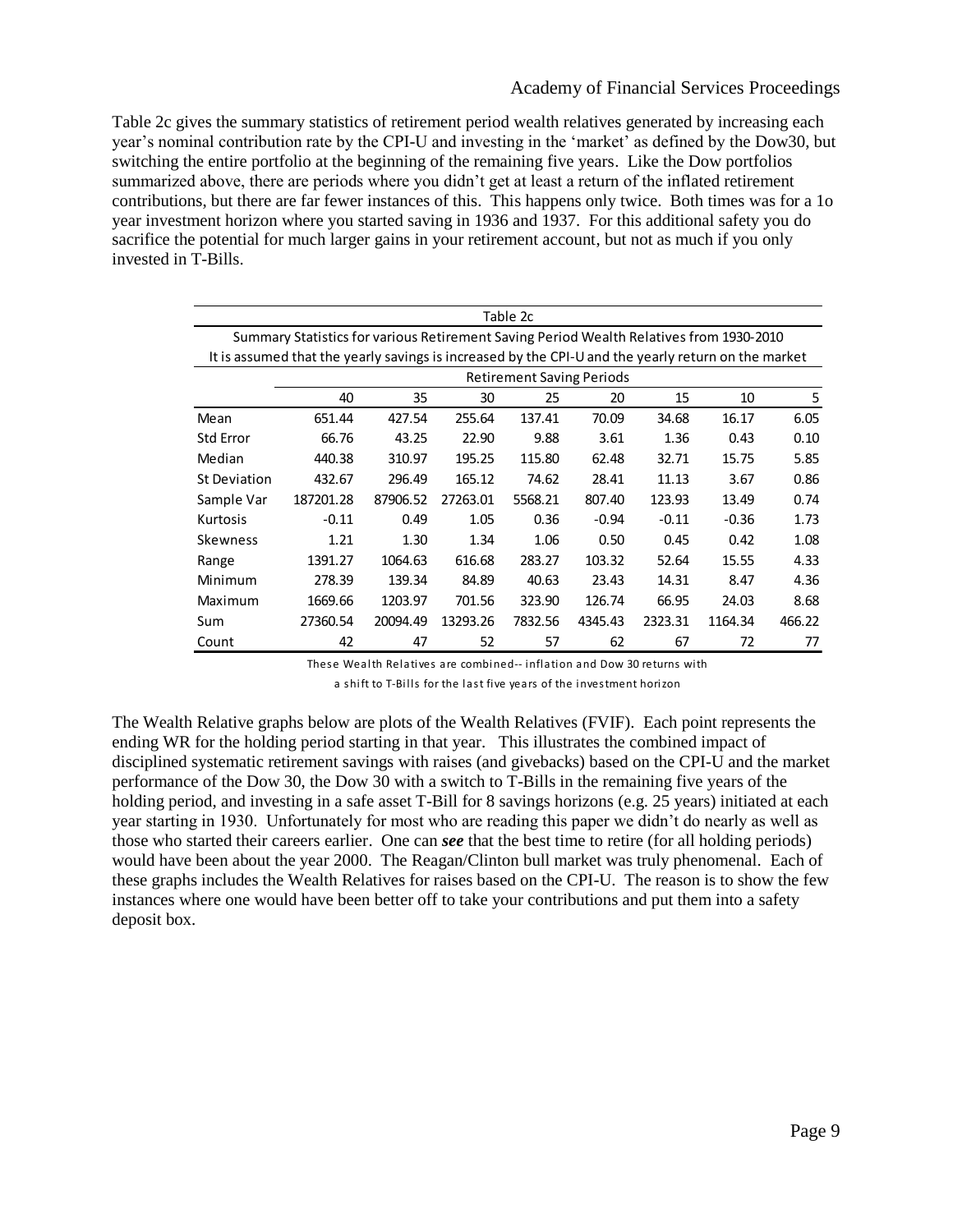Table 2c gives the summary statistics of retirement period wealth relatives generated by increasing each year's nominal contribution rate by the CPI-U and investing in the 'market' as defined by the Dow30, but switching the entire portfolio at the beginning of the remaining five years. Like the Dow portfolios summarized above, there are periods where you didn't get at least a return of the inflated retirement contributions, but there are far fewer instances of this. This happens only twice. Both times was for a 1o year investment horizon where you started saving in 1936 and 1937. For this additional safety you do sacrifice the potential for much larger gains in your retirement account, but not as much if you only invested in T-Bills.

| Table 2c | | | | | | | | |
|---|---|---|---|---|---|---|---|---|
| Summary Statistics for various Retirement Saving Period Wealth Relatives from 1930-2010 | | | | | | | | |
| It is assumed that the yearly savings is increased by the CPI-U and the yearly return on the market | | | | | | | | |
| | Retirement Saving Periods | | | | | | | |
| | 40 | 35 | 30 | 25 | 20 | 15 | 10 | 5 |
| Mean | 651.44 | 427.54 | 255.64 | 137.41 | 70.09 | 34.68 | 16.17 | 6.05 |
| Std Error | 66.76 | 43.25 | 22.90 | 9.88 | 3.61 | 1.36 | 0.43 | 0.10 |
| Median | 440.38 | 310.97 | 195.25 | 115.80 | 62.48 | 32.71 | 15.75 | 5.85 |
| St Deviation | 432.67 | 296.49 | 165.12 | 74.62 | 28.41 | 11.13 | 3.67 | 0.86 |
| Sample Var | 187201.28 | 87906.52 | 27263.01 | 5568.21 | 807.40 | 123.93 | 13.49 | 0.74 |
| Kurtosis | -0.11 | 0.49 | 1.05 | 0.36 | -0.94 | -0.11 | -0.36 | 1.73 |
| Skewness | 1.21 | 1.30 | 1.34 | 1.06 | 0.50 | 0.45 | 0.42 | 1.08 |
| Range | 1391.27 | 1064.63 | 616.68 | 283.27 | 103.32 | 52.64 | 15.55 | 4.33 |
| Minimum | 278.39 | 139.34 | 84.89 | 40.63 | 23.43 | 14.31 | 8.47 | 4.36 |
| Maximum | 1669.66 | 1203.97 | 701.56 | 323.90 | 126.74 | 66.95 | 24.03 | 8.68 |
| Sum | 27360.54 | 20094.49 | 13293.26 | 7832.56 | 4345.43 | 2323.31 | 1164.34 | 466.22 |
| Count | 42 | 47 | 52 | 57 | 62 | 67 | 72 | 77 |

These Wealth Relatives are combined-- inflation and Dow 30 returns with a shift to T-Bills for the last five years of the investment horizon

The Wealth Relative graphs below are plots of the Wealth Relatives (FVIF). Each point represents the ending WR for the holding period starting in that year. This illustrates the combined impact of disciplined systematic retirement savings with raises (and givebacks) based on the CPI-U and the market performance of the Dow 30, the Dow 30 with a switch to T-Bills in the remaining five years of the holding period, and investing in a safe asset T-Bill for 8 savings horizons (e.g. 25 years) initiated at each year starting in 1930. Unfortunately for most who are reading this paper we didn't do nearly as well as those who started their careers earlier. One can ***see*** that the best time to retire (for all holding periods) would have been about the year 2000. The Reagan/Clinton bull market was truly phenomenal. Each of these graphs includes the Wealth Relatives for raises based on the CPI-U. The reason is to show the few instances where one would have been better off to take your contributions and put them into a safety deposit box.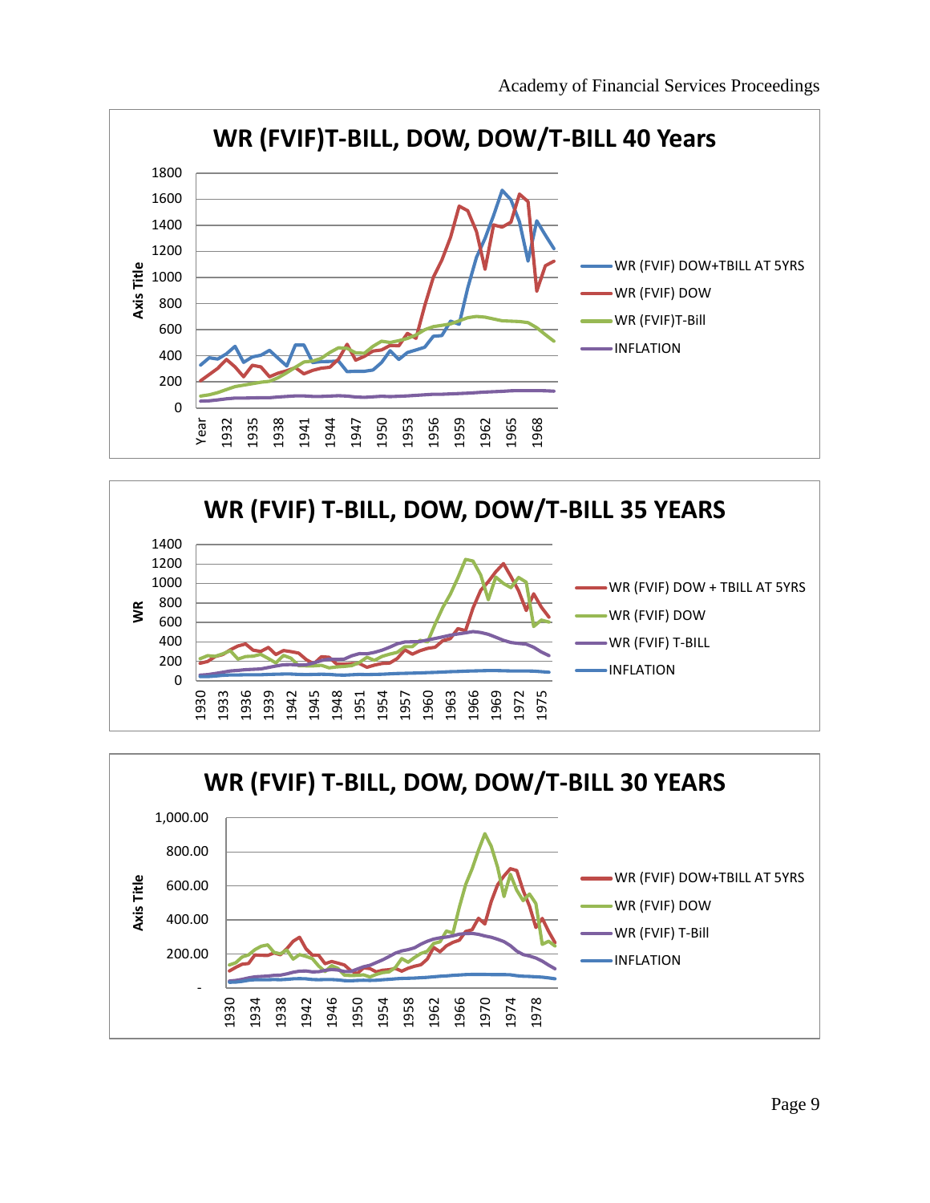**WR (FVIF)T-BILL, DOW, DOW/T-BILL 40 Years**

Axis Title: 0, 200, 400, 600, 800, 1000, 1200, 1400, 1600, 1800

Year: 1932, 1935, 1938, 1941, 1944, 1947, 1950, 1953, 1956, 1959, 1962, 1965, 1968

- WR (FVIF) DOW+TBILL AT 5YRS
- WR (FVIF) DOW
- WR (FVIF)T-Bill
- INFLATION

**WR (FVIF) T-BILL, DOW, DOW/T-BILL 35 YEARS**

WR: 0, 200, 400, 600, 800, 1000, 1200, 1400

1930, 1933, 1936, 1939, 1942, 1945, 1948, 1951, 1954, 1957, 1960, 1963, 1966, 1969, 1972, 1975

- WR (FVIF) DOW + TBILL AT 5YRS
- WR (FVIF) DOW
- WR (FVIF) T-BILL
- INFLATION

**WR (FVIF) T-BILL, DOW, DOW/T-BILL 30 YEARS**

Axis Title: -, 200.00, 400.00, 600.00, 800.00, 1,000.00

1930, 1934, 1938, 1942, 1946, 1950, 1954, 1958, 1962, 1966, 1970, 1974, 1978

- WR (FVIF) DOW+TBILL AT 5YRS
- WR (FVIF) DOW
- WR (FVIF) T-Bill
- INFLATION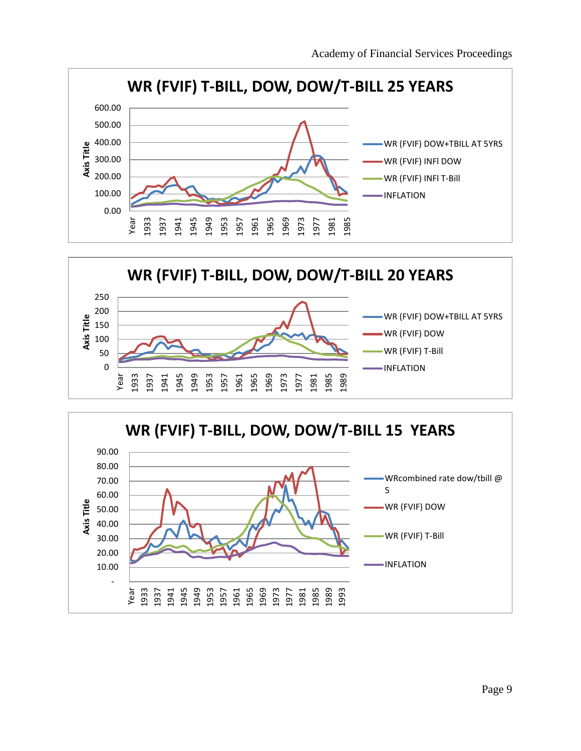## WR (FVIF) T-BILL, DOW, DOW/T-BILL 25 YEARS

Axis Title: 0.00, 100.00, 200.00, 300.00, 400.00, 500.00, 600.00

Year: 1933, 1937, 1941, 1945, 1949, 1953, 1957, 1961, 1965, 1969, 1973, 1977, 1981, 1985

- WR (FVIF) DOW+TBILL AT 5YRS
- WR (FVIF) INFl DOW
- WR (FVIF) INFl T-Bill
- INFLATION

## WR (FVIF) T-BILL, DOW, DOW/T-BILL 20 YEARS

Axis Title: 0, 50, 100, 150, 200, 250

Year: 1933, 1937, 1941, 1945, 1949, 1953, 1957, 1961, 1965, 1969, 1973, 1977, 1981, 1985, 1989

- WR (FVIF) DOW+TBILL AT 5YRS
- WR (FVIF) DOW
- WR (FVIF) T-Bill
- INFLATION

## WR (FVIF) T-BILL, DOW, DOW/T-BILL 15 YEARS

Axis Title: -, 10.00, 20.00, 30.00, 40.00, 50.00, 60.00, 70.00, 80.00, 90.00

Year: 1933, 1937, 1941, 1945, 1949, 1953, 1957, 1961, 1965, 1969, 1973, 1977, 1981, 1985, 1989, 1993

- WRcombined rate dow/tbill @ 5
- WR (FVIF) DOW
- WR (FVIF) T-Bill
- INFLATION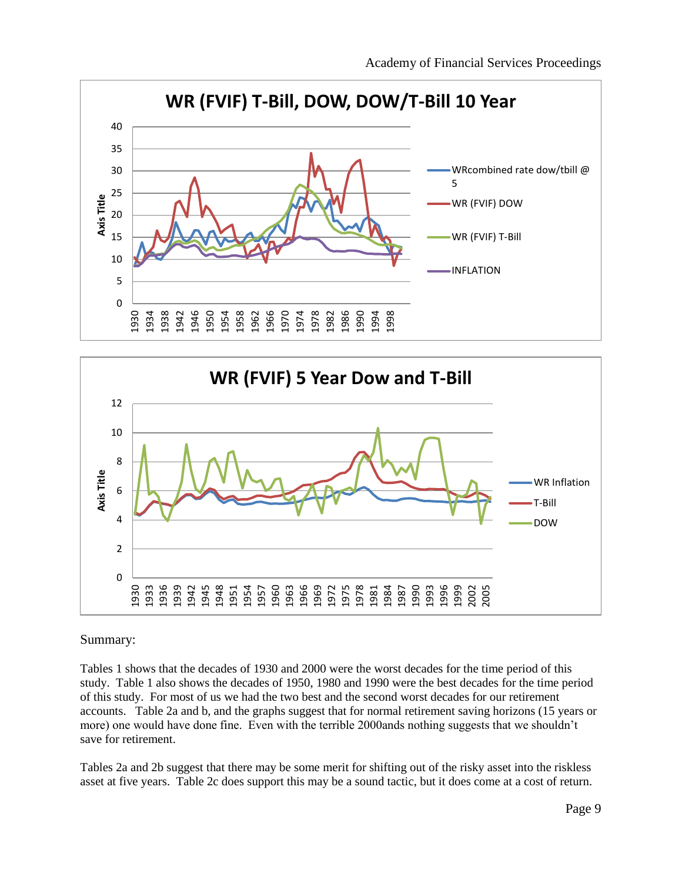Summary:

Tables 1 shows that the decades of 1930 and 2000 were the worst decades for the time period of this study. Table 1 also shows the decades of 1950, 1980 and 1990 were the best decades for the time period of this study. For most of us we had the two best and the second worst decades for our retirement accounts. Table 2a and b, and the graphs suggest that for normal retirement saving horizons (15 years or more) one would have done fine. Even with the terrible 2000ands nothing suggests that we shouldn't save for retirement.

Tables 2a and 2b suggest that there may be some merit for shifting out of the risky asset into the riskless asset at five years. Table 2c does support this may be a sound tactic, but it does come at a cost of return.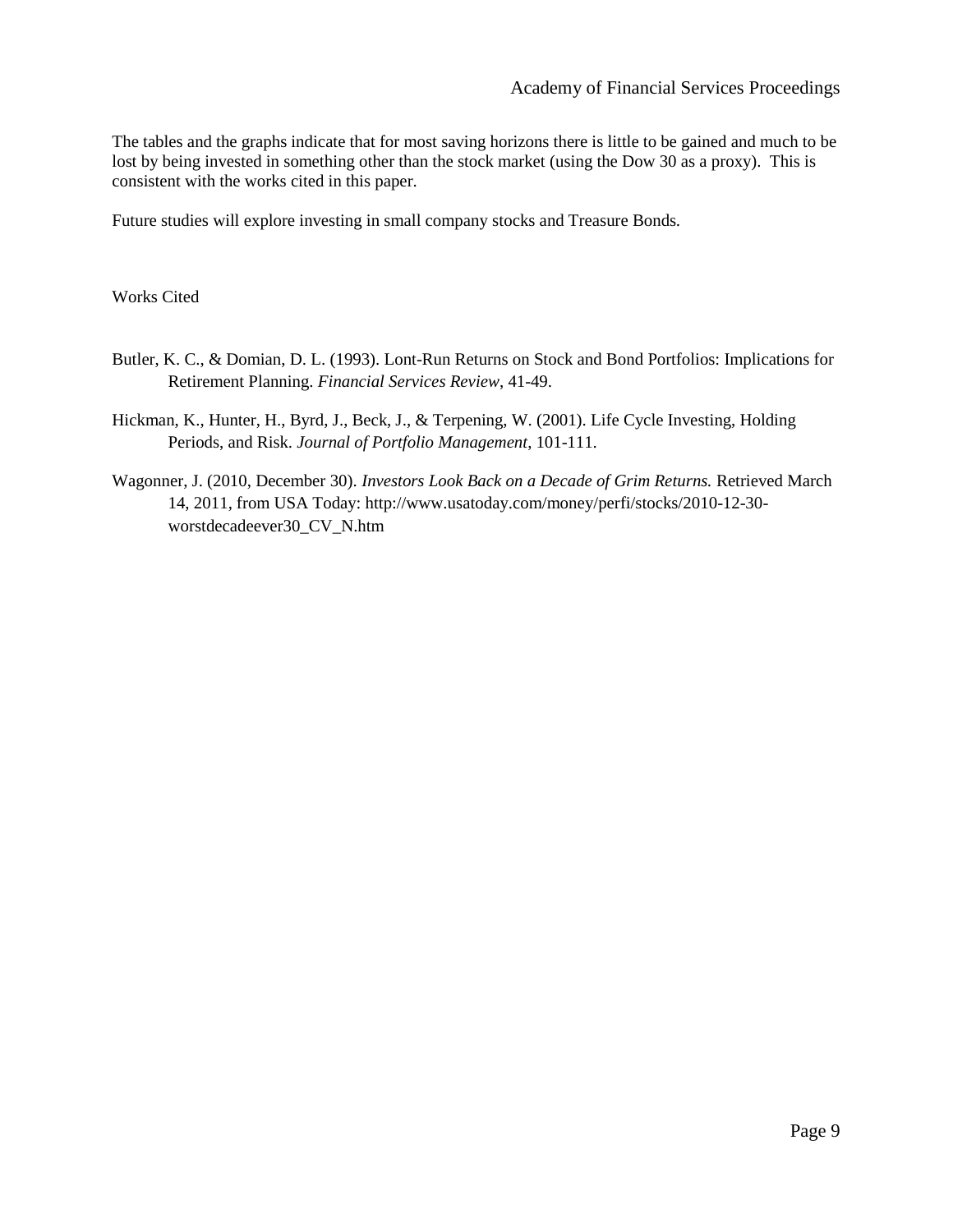The tables and the graphs indicate that for most saving horizons there is little to be gained and much to be lost by being invested in something other than the stock market (using the Dow 30 as a proxy). This is consistent with the works cited in this paper.

Future studies will explore investing in small company stocks and Treasure Bonds.

## Works Cited

Butler, K. C., & Domian, D. L. (1993). Lont-Run Returns on Stock and Bond Portfolios: Implications for Retirement Planning. *Financial Services Review*, 41-49.

Hickman, K., Hunter, H., Byrd, J., Beck, J., & Terpening, W. (2001). Life Cycle Investing, Holding Periods, and Risk. *Journal of Portfolio Management*, 101-111.

Wagonner, J. (2010, December 30). *Investors Look Back on a Decade of Grim Returns.* Retrieved March 14, 2011, from USA Today: http://www.usatoday.com/money/perfi/stocks/2010-12-30-worstdecadeever30_CV_N.htm